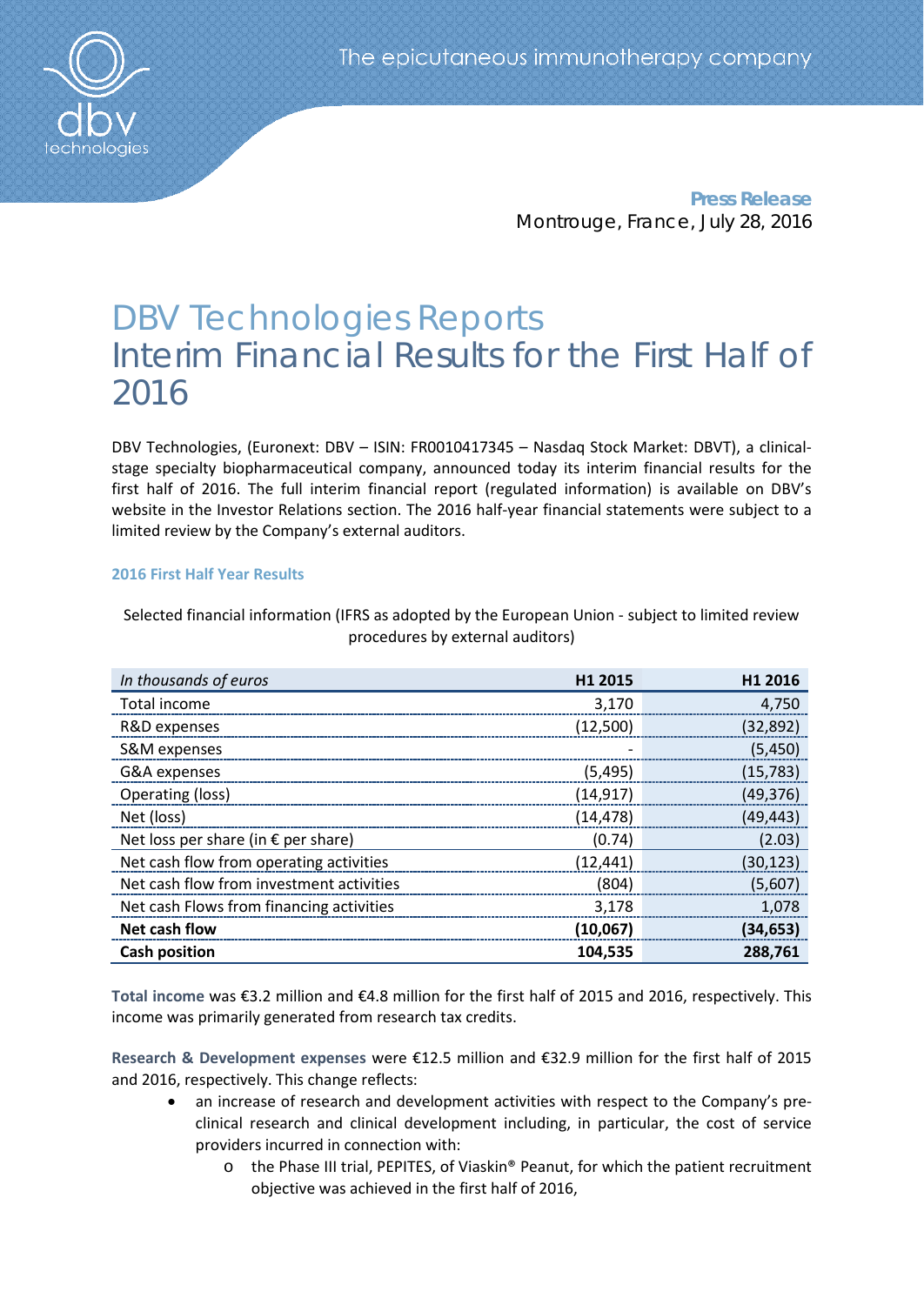**Press Release**

Montrouge, France, July 28, 2016

# DBV Technologies Reports Interim Financial Results for the First Half of 2016

DBV Technologies, (Euronext: DBV – ISIN: FR0010417345 – Nasdaq Stock Market: DBVT), a clinical-stage specialty biopharmaceutical company, announced today its interim financial results for the first half of 2016. The full interim financial report (regulated information) is available on DBV's website in the Investor Relations section. The 2016 half-year financial statements were subject to a limited review by the Company's external auditors.

## 2016 First Half Year Results

Selected financial information (IFRS as adopted by the European Union - subject to limited review procedures by external auditors)

| *In thousands of euros* | H1 2015 | H1 2016 |
|---|---|---|
| Total income | 3,170 | 4,750 |
| R&D expenses | (12,500) | (32,892) |
| S&M expenses | - | (5,450) |
| G&A expenses | (5,495) | (15,783) |
| Operating (loss) | (14,917) | (49,376) |
| Net (loss) | (14,478) | (49,443) |
| Net loss per share (in € per share) | (0.74) | (2.03) |
| Net cash flow from operating activities | (12,441) | (30,123) |
| Net cash flow from investment activities | (804) | (5,607) |
| Net cash Flows from financing activities | 3,178 | 1,078 |
| **Net cash flow** | **(10,067)** | **(34,653)** |
| **Cash position** | **104,535** | **288,761** |

**Total income** was €3.2 million and €4.8 million for the first half of 2015 and 2016, respectively. This income was primarily generated from research tax credits.

**Research & Development expenses** were €12.5 million and €32.9 million for the first half of 2015 and 2016, respectively. This change reflects:

- an increase of research and development activities with respect to the Company's pre-clinical research and clinical development including, in particular, the cost of service providers incurred in connection with:
  - the Phase III trial, PEPITES, of Viaskin® Peanut, for which the patient recruitment objective was achieved in the first half of 2016,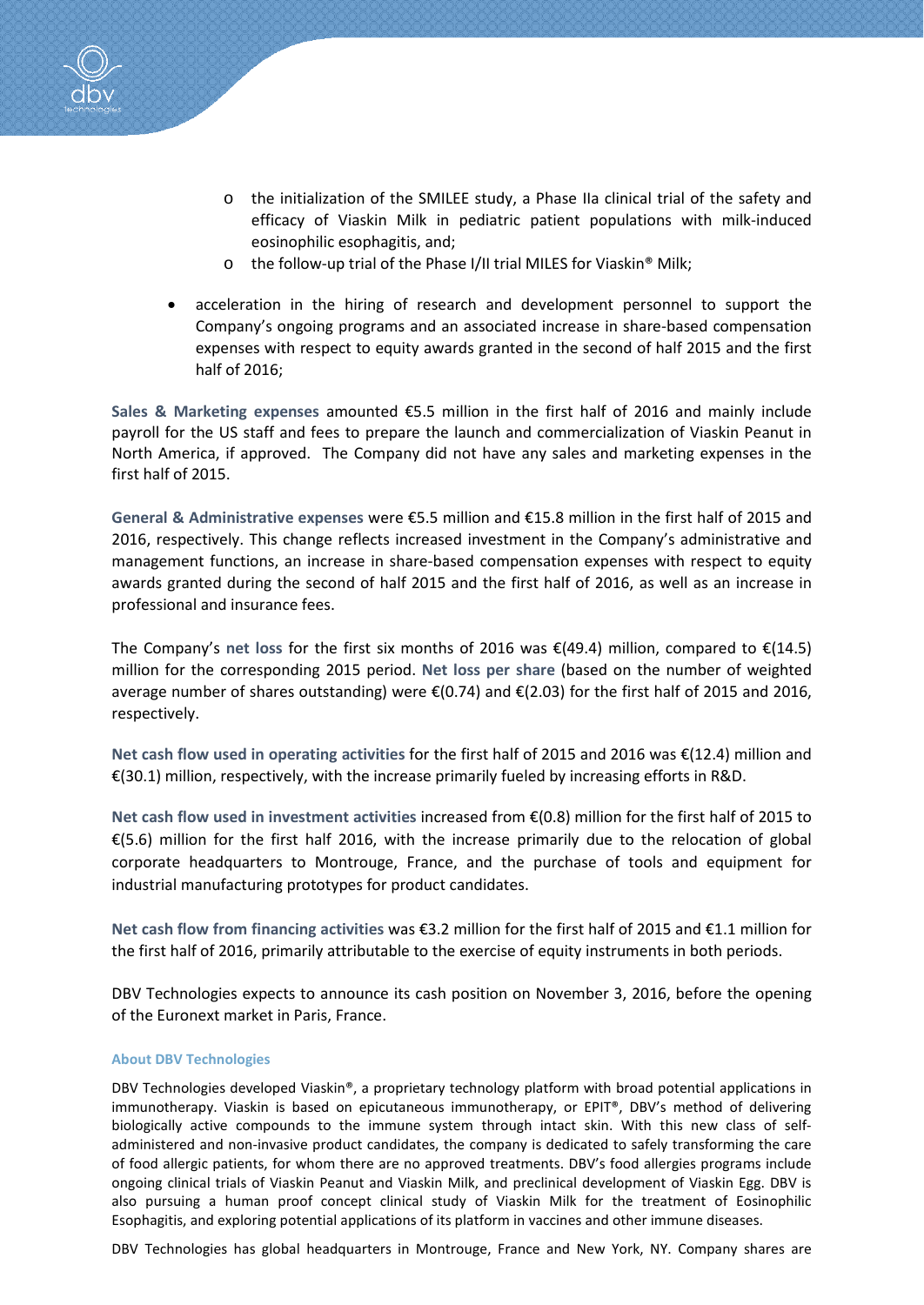- the initialization of the SMILEE study, a Phase IIa clinical trial of the safety and efficacy of Viaskin Milk in pediatric patient populations with milk-induced eosinophilic esophagitis, and;
- the follow-up trial of the Phase I/II trial MILES for Viaskin® Milk;

- acceleration in the hiring of research and development personnel to support the Company's ongoing programs and an associated increase in share-based compensation expenses with respect to equity awards granted in the second of half 2015 and the first half of 2016;

**Sales & Marketing expenses** amounted €5.5 million in the first half of 2016 and mainly include payroll for the US staff and fees to prepare the launch and commercialization of Viaskin Peanut in North America, if approved. The Company did not have any sales and marketing expenses in the first half of 2015.

**General & Administrative expenses** were €5.5 million and €15.8 million in the first half of 2015 and 2016, respectively. This change reflects increased investment in the Company's administrative and management functions, an increase in share-based compensation expenses with respect to equity awards granted during the second of half 2015 and the first half of 2016, as well as an increase in professional and insurance fees.

The Company's **net loss** for the first six months of 2016 was €(49.4) million, compared to €(14.5) million for the corresponding 2015 period. **Net loss per share** (based on the number of weighted average number of shares outstanding) were €(0.74) and €(2.03) for the first half of 2015 and 2016, respectively.

**Net cash flow used in operating activities** for the first half of 2015 and 2016 was €(12.4) million and €(30.1) million, respectively, with the increase primarily fueled by increasing efforts in R&D.

**Net cash flow used in investment activities** increased from €(0.8) million for the first half of 2015 to €(5.6) million for the first half 2016, with the increase primarily due to the relocation of global corporate headquarters to Montrouge, France, and the purchase of tools and equipment for industrial manufacturing prototypes for product candidates.

**Net cash flow from financing activities** was €3.2 million for the first half of 2015 and €1.1 million for the first half of 2016, primarily attributable to the exercise of equity instruments in both periods.

DBV Technologies expects to announce its cash position on November 3, 2016, before the opening of the Euronext market in Paris, France.

### About DBV Technologies

DBV Technologies developed Viaskin®, a proprietary technology platform with broad potential applications in immunotherapy. Viaskin is based on epicutaneous immunotherapy, or EPIT®, DBV's method of delivering biologically active compounds to the immune system through intact skin. With this new class of self-administered and non-invasive product candidates, the company is dedicated to safely transforming the care of food allergic patients, for whom there are no approved treatments. DBV's food allergies programs include ongoing clinical trials of Viaskin Peanut and Viaskin Milk, and preclinical development of Viaskin Egg. DBV is also pursuing a human proof concept clinical study of Viaskin Milk for the treatment of Eosinophilic Esophagitis, and exploring potential applications of its platform in vaccines and other immune diseases.

DBV Technologies has global headquarters in Montrouge, France and New York, NY. Company shares are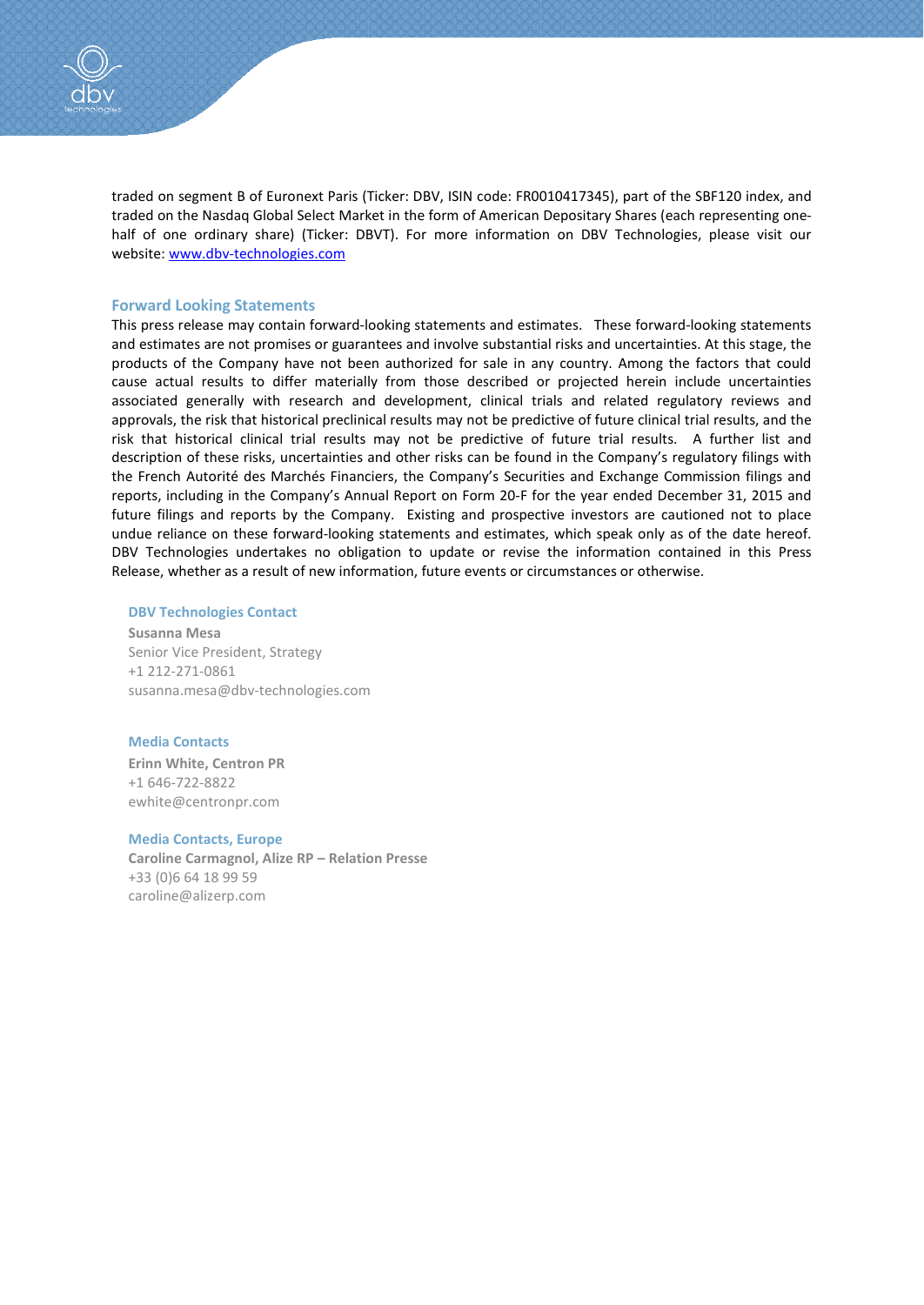traded on segment B of Euronext Paris (Ticker: DBV, ISIN code: FR0010417345), part of the SBF120 index, and traded on the Nasdaq Global Select Market in the form of American Depositary Shares (each representing one-half of one ordinary share) (Ticker: DBVT). For more information on DBV Technologies, please visit our website: [www.dbv-technologies.com](http://www.dbv-technologies.com)

### Forward Looking Statements

This press release may contain forward-looking statements and estimates. These forward-looking statements and estimates are not promises or guarantees and involve substantial risks and uncertainties. At this stage, the products of the Company have not been authorized for sale in any country. Among the factors that could cause actual results to differ materially from those described or projected herein include uncertainties associated generally with research and development, clinical trials and related regulatory reviews and approvals, the risk that historical preclinical results may not be predictive of future clinical trial results, and the risk that historical clinical trial results may not be predictive of future trial results. A further list and description of these risks, uncertainties and other risks can be found in the Company's regulatory filings with the French Autorité des Marchés Financiers, the Company's Securities and Exchange Commission filings and reports, including in the Company's Annual Report on Form 20-F for the year ended December 31, 2015 and future filings and reports by the Company. Existing and prospective investors are cautioned not to place undue reliance on these forward-looking statements and estimates, which speak only as of the date hereof. DBV Technologies undertakes no obligation to update or revise the information contained in this Press Release, whether as a result of new information, future events or circumstances or otherwise.

### DBV Technologies Contact

**Susanna Mesa**
Senior Vice President, Strategy
+1 212-271-0861
susanna.mesa@dbv-technologies.com

### Media Contacts

**Erinn White, Centron PR**
+1 646-722-8822
ewhite@centronpr.com

### Media Contacts, Europe

**Caroline Carmagnol, Alize RP – Relation Presse**
+33 (0)6 64 18 99 59
caroline@alizerp.com